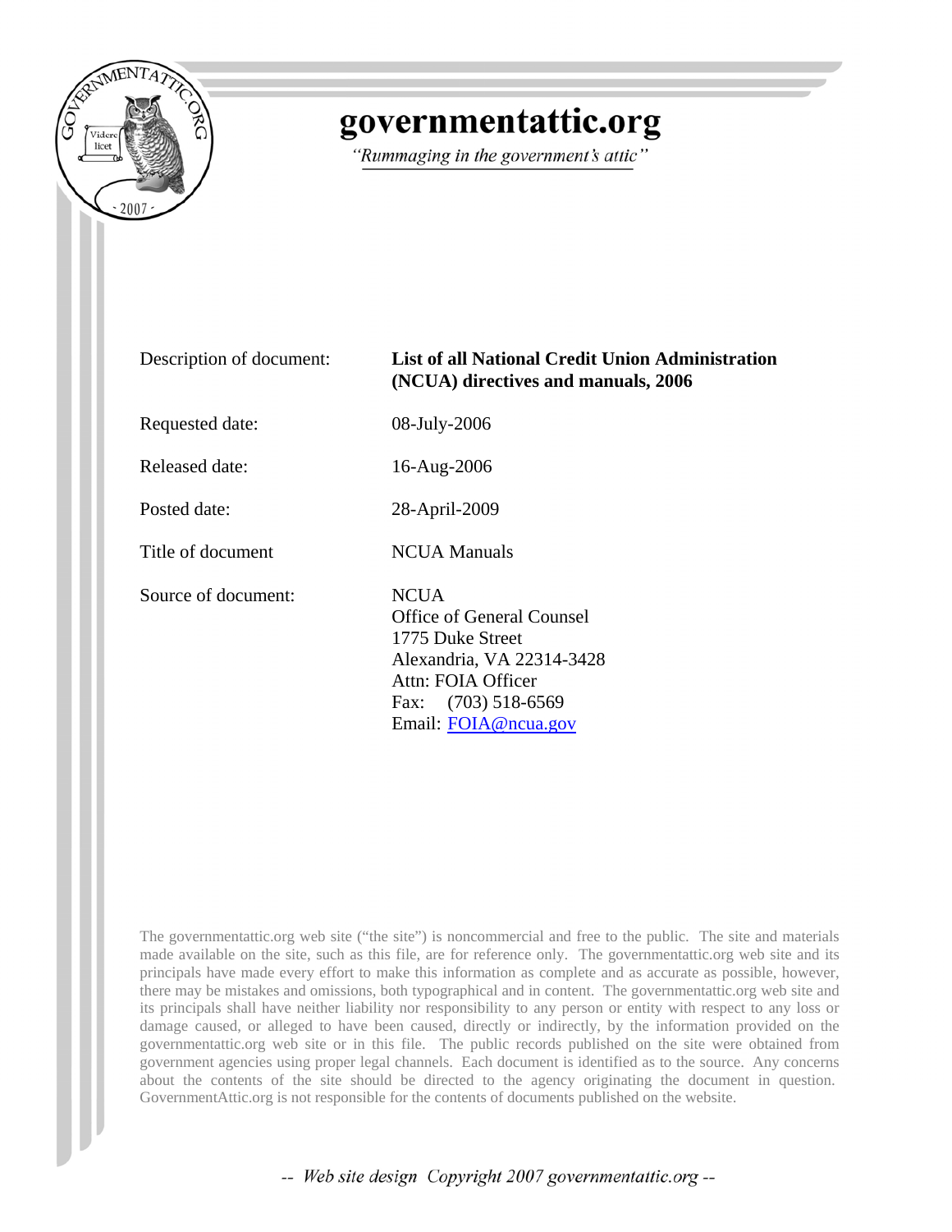# governmentattic.org

*"Rummaging in the government's attic"*

| | |
|---|---|
| Description of document: | **List of all National Credit Union Administration (NCUA) directives and manuals, 2006** |
| Requested date: | 08-July-2006 |
| Released date: | 16-Aug-2006 |
| Posted date: | 28-April-2009 |
| Title of document | NCUA Manuals |
| Source of document: | NCUA<br>Office of General Counsel<br>1775 Duke Street<br>Alexandria, VA 22314-3428<br>Attn: FOIA Officer<br>Fax: (703) 518-6569<br>Email: FOIA@ncua.gov |

The governmentattic.org web site ("the site") is noncommercial and free to the public. The site and materials made available on the site, such as this file, are for reference only. The governmentattic.org web site and its principals have made every effort to make this information as complete and as accurate as possible, however, there may be mistakes and omissions, both typographical and in content. The governmentattic.org web site and its principals shall have neither liability nor responsibility to any person or entity with respect to any loss or damage caused, or alleged to have been caused, directly or indirectly, by the information provided on the governmentattic.org web site or in this file. The public records published on the site were obtained from government agencies using proper legal channels. Each document is identified as to the source. Any concerns about the contents of the site should be directed to the agency originating the document in question. GovernmentAttic.org is not responsible for the contents of documents published on the website.

*-- Web site design Copyright 2007 governmentattic.org --*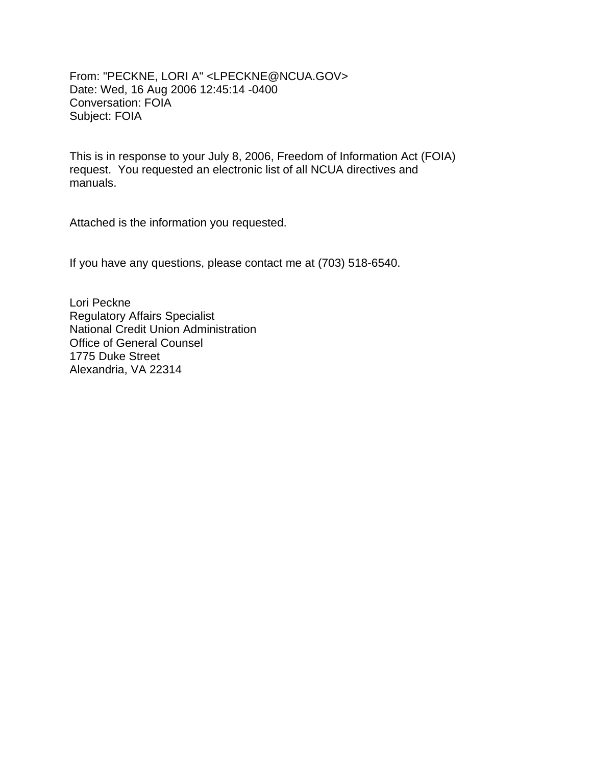From: "PECKNE, LORI A" <LPECKNE@NCUA.GOV>
Date: Wed, 16 Aug 2006 12:45:14 -0400
Conversation: FOIA
Subject: FOIA

This is in response to your July 8, 2006, Freedom of Information Act (FOIA) request. You requested an electronic list of all NCUA directives and manuals.

Attached is the information you requested.

If you have any questions, please contact me at (703) 518-6540.

Lori Peckne
Regulatory Affairs Specialist
National Credit Union Administration
Office of General Counsel
1775 Duke Street
Alexandria, VA 22314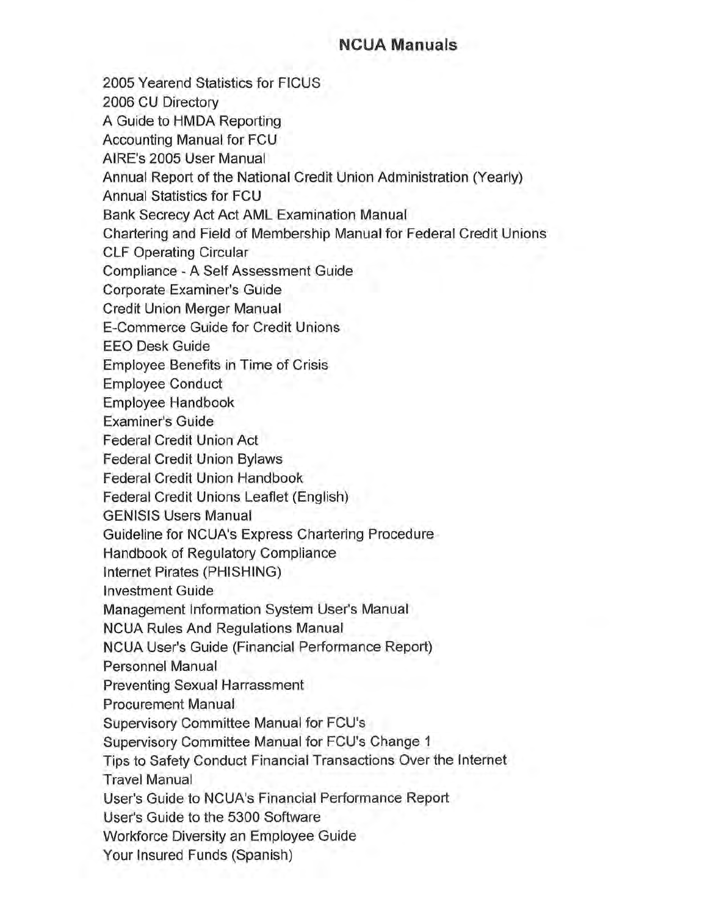# NCUA Manuals

2005 Yearend Statistics for FICUS
2006 CU Directory
A Guide to HMDA Reporting
Accounting Manual for FCU
AIRE's 2005 User Manual
Annual Report of the National Credit Union Administration (Yearly)
Annual Statistics for FCU
Bank Secrecy Act Act AML Examination Manual
Chartering and Field of Membership Manual for Federal Credit Unions
CLF Operating Circular
Compliance - A Self Assessment Guide
Corporate Examiner's Guide
Credit Union Merger Manual
E-Commerce Guide for Credit Unions
EEO Desk Guide
Employee Benefits in Time of Crisis
Employee Conduct
Employee Handbook
Examiner's Guide
Federal Credit Union Act
Federal Credit Union Bylaws
Federal Credit Union Handbook
Federal Credit Unions Leaflet (English)
GENISIS Users Manual
Guideline for NCUA's Express Chartering Procedure
Handbook of Regulatory Compliance
Internet Pirates (PHISHING)
Investment Guide
Management Information System User's Manual
NCUA Rules And Regulations Manual
NCUA User's Guide (Financial Performance Report)
Personnel Manual
Preventing Sexual Harrassment
Procurement Manual
Supervisory Committee Manual for FCU's
Supervisory Committee Manual for FCU's Change 1
Tips to Safety Conduct Financial Transactions Over the Internet
Travel Manual
User's Guide to NCUA's Financial Performance Report
User's Guide to the 5300 Software
Workforce Diversity an Employee Guide
Your Insured Funds (Spanish)